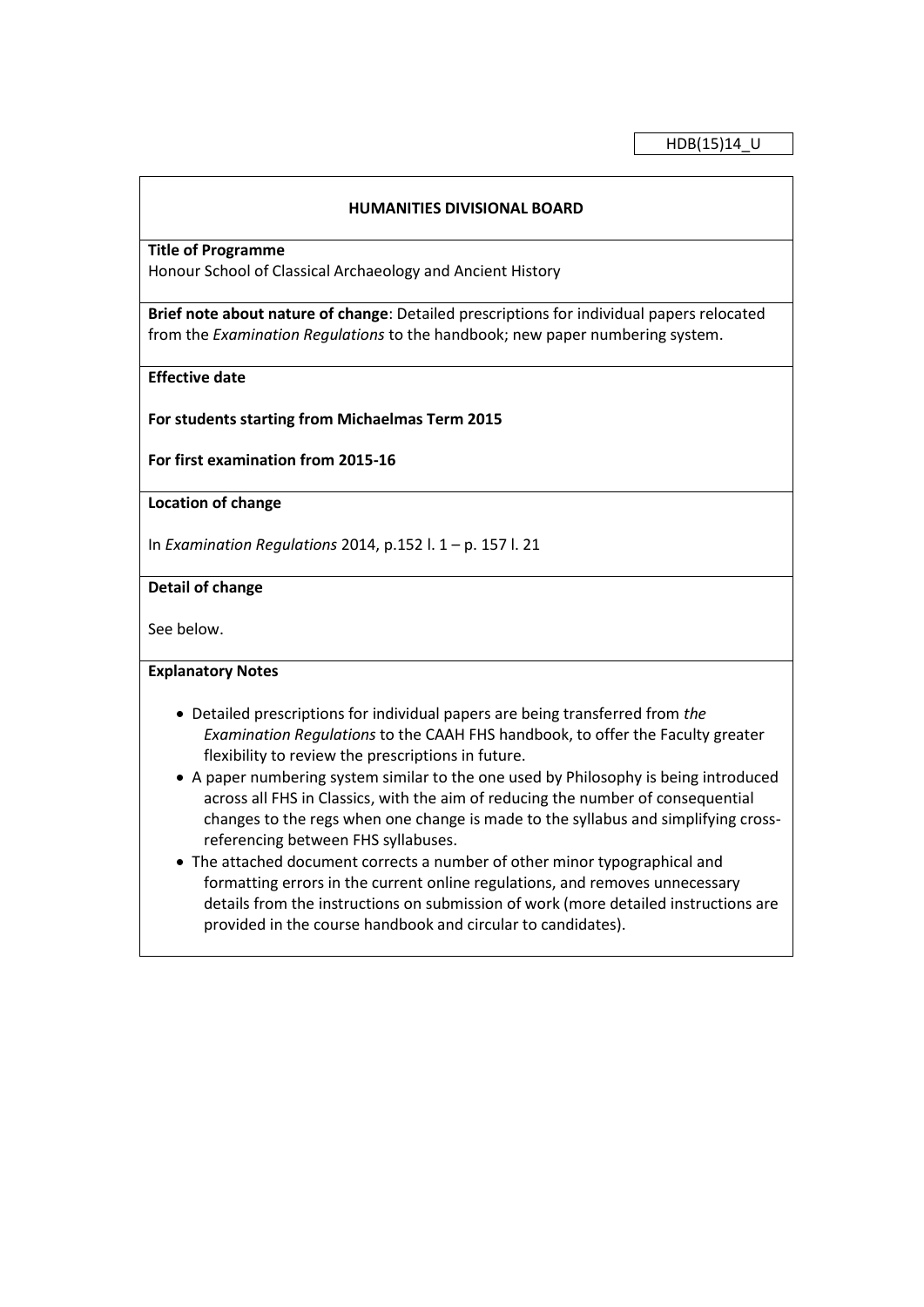HDB(15)14_U

**HUMANITIES DIVISIONAL BOARD**

**Title of Programme**

Honour School of Classical Archaeology and Ancient History

**Brief note about nature of change**: Detailed prescriptions for individual papers relocated from the *Examination Regulations* to the handbook; new paper numbering system.

**Effective date**

**For students starting from Michaelmas Term 2015**

**For first examination from 2015-16**

**Location of change**

In *Examination Regulations* 2014, p.152 l. 1 – p. 157 l. 21

**Detail of change**

See below.

**Explanatory Notes**

- Detailed prescriptions for individual papers are being transferred from *the Examination Regulations* to the CAAH FHS handbook, to offer the Faculty greater flexibility to review the prescriptions in future.
- A paper numbering system similar to the one used by Philosophy is being introduced across all FHS in Classics, with the aim of reducing the number of consequential changes to the regs when one change is made to the syllabus and simplifying cross-referencing between FHS syllabuses.
- The attached document corrects a number of other minor typographical and formatting errors in the current online regulations, and removes unnecessary details from the instructions on submission of work (more detailed instructions are provided in the course handbook and circular to candidates).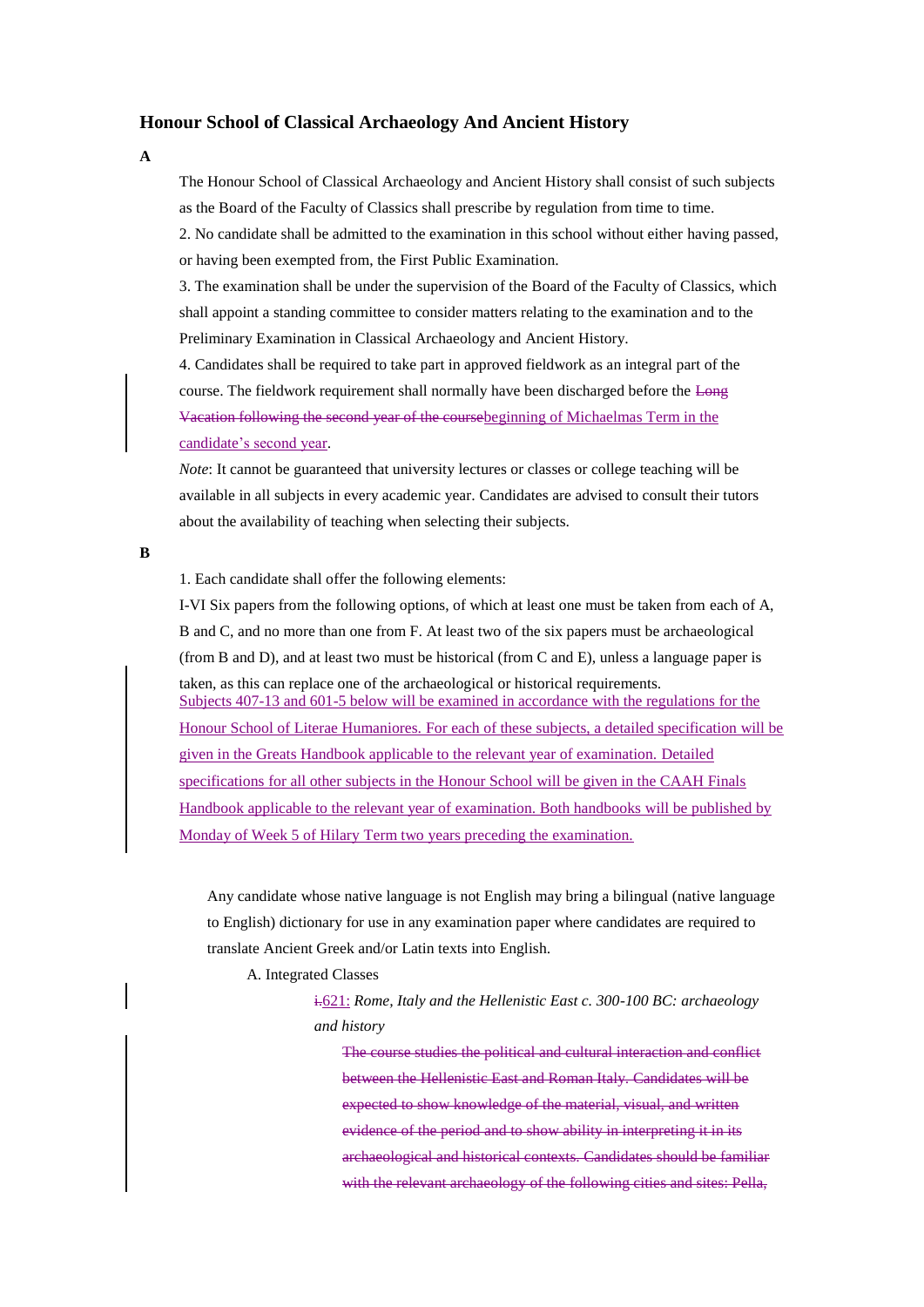## Honour School of Classical Archaeology And Ancient History

**A**

The Honour School of Classical Archaeology and Ancient History shall consist of such subjects as the Board of the Faculty of Classics shall prescribe by regulation from time to time.

2. No candidate shall be admitted to the examination in this school without either having passed, or having been exempted from, the First Public Examination.

3. The examination shall be under the supervision of the Board of the Faculty of Classics, which shall appoint a standing committee to consider matters relating to the examination and to the Preliminary Examination in Classical Archaeology and Ancient History.

4. Candidates shall be required to take part in approved fieldwork as an integral part of the course. The fieldwork requirement shall normally have been discharged before the ~~Long Vacation following the second year of the course~~<ins>beginning of Michaelmas Term in the candidate's second year</ins>.

*Note*: It cannot be guaranteed that university lectures or classes or college teaching will be available in all subjects in every academic year. Candidates are advised to consult their tutors about the availability of teaching when selecting their subjects.

**B**

1. Each candidate shall offer the following elements:

I-VI Six papers from the following options, of which at least one must be taken from each of A, B and C, and no more than one from F. At least two of the six papers must be archaeological (from B and D), and at least two must be historical (from C and E), unless a language paper is taken, as this can replace one of the archaeological or historical requirements.
<ins>Subjects 407-13 and 601-5 below will be examined in accordance with the regulations for the Honour School of Literae Humaniores. For each of these subjects, a detailed specification will be given in the Greats Handbook applicable to the relevant year of examination. Detailed specifications for all other subjects in the Honour School will be given in the CAAH Finals Handbook applicable to the relevant year of examination. Both handbooks will be published by Monday of Week 5 of Hilary Term two years preceding the examination.</ins>

Any candidate whose native language is not English may bring a bilingual (native language to English) dictionary for use in any examination paper where candidates are required to translate Ancient Greek and/or Latin texts into English.

A. Integrated Classes

~~i.~~<ins>621:</ins> *Rome, Italy and the Hellenistic East c. 300-100 BC: archaeology and history*

~~The course studies the political and cultural interaction and conflict between the Hellenistic East and Roman Italy. Candidates will be expected to show knowledge of the material, visual, and written evidence of the period and to show ability in interpreting it in its archaeological and historical contexts. Candidates should be familiar with the relevant archaeology of the following cities and sites: Pella,~~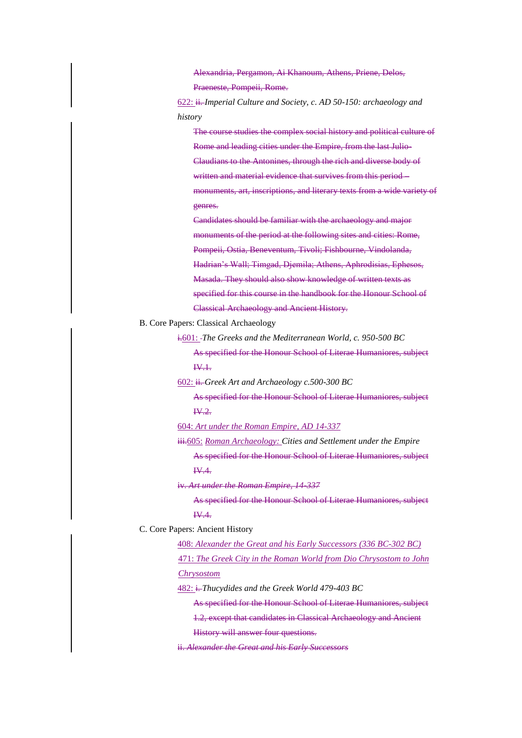~~Alexandria, Pergamon, Ai Khanoum, Athens, Priene, Delos, Praeneste, Pompeii, Rome.~~

<u>622: </u>~~ii.~~ *Imperial Culture and Society, c. AD 50-150: archaeology and history*

~~The course studies the complex social history and political culture of Rome and leading cities under the Empire, from the last Julio-Claudians to the Antonines, through the rich and diverse body of written and material evidence that survives from this period – monuments, art, inscriptions, and literary texts from a wide variety of genres.~~

~~Candidates should be familiar with the archaeology and major monuments of the period at the following sites and cities: Rome, Pompeii, Ostia, Beneventum, Tivoli; Fishbourne, Vindolanda, Hadrian's Wall; Timgad, Djemila; Athens, Aphrodisias, Ephesos, Masada. They should also show knowledge of written texts as specified for this course in the handbook for the Honour School of Classical Archaeology and Ancient History.~~

B. Core Papers: Classical Archaeology

~~i.~~<u>601: </u>~~-~~*The Greeks and the Mediterranean World, c. 950-500 BC*

~~As specified for the Honour School of Literae Humaniores, subject IV.1.~~

<u>602: </u>~~ii.~~ *Greek Art and Archaeology c.500-300 BC*

~~As specified for the Honour School of Literae Humaniores, subject IV.2.~~

<u>604: *Art under the Roman Empire, AD 14-337*</u>

~~iii.~~<u>605: *Roman Archaeology:* </u>*Cities and Settlement under the Empire*

~~As specified for the Honour School of Literae Humaniores, subject IV.4.~~

~~iv. *Art under the Roman Empire, 14-337*~~

~~As specified for the Honour School of Literae Humaniores, subject IV.4.~~

C. Core Papers: Ancient History

<u>408: *Alexander the Great and his Early Successors (336 BC-302 BC)*</u>

<u>471: *The Greek City in the Roman World from Dio Chrysostom to John Chrysostom*</u>

<u>482: </u>~~i.~~ *Thucydides and the Greek World 479-403 BC*

~~As specified for the Honour School of Literae Humaniores, subject 1.2, except that candidates in Classical Archaeology and Ancient History will answer four questions.~~

~~ii. *Alexander the Great and his Early Successors*~~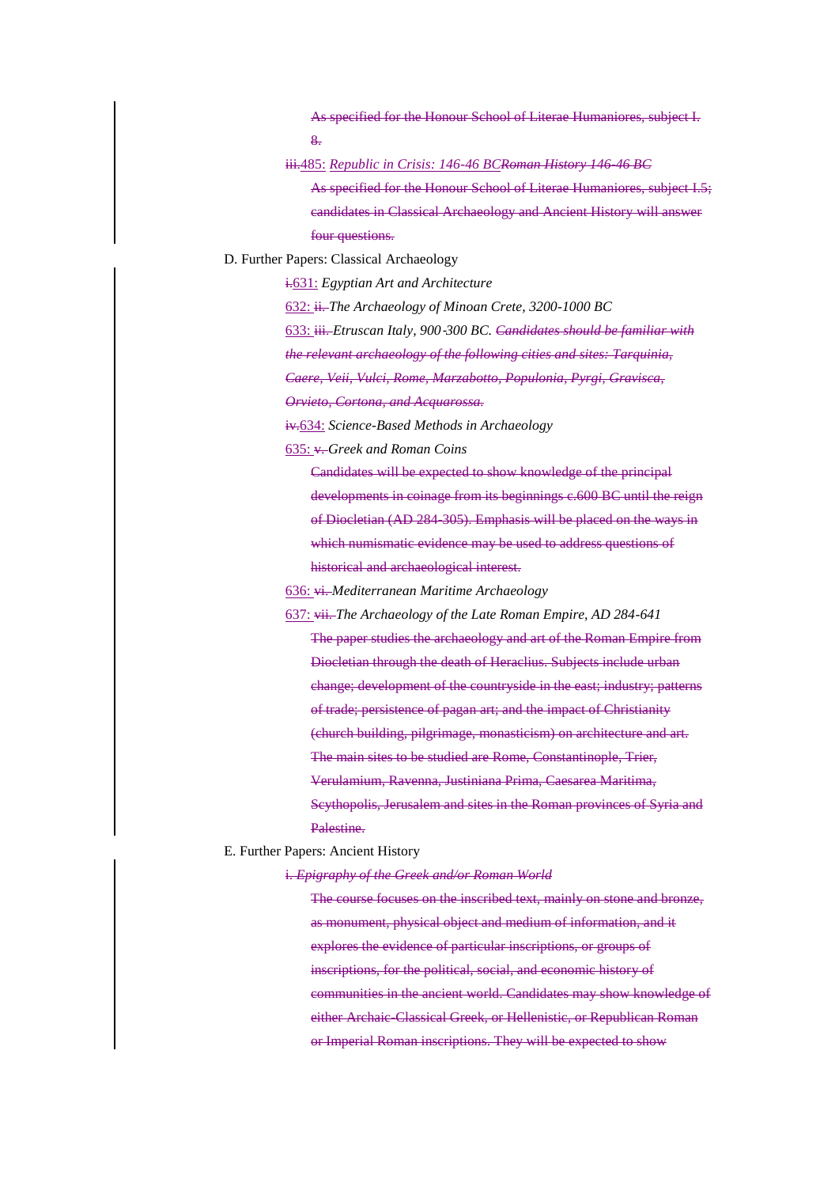~~As specified for the Honour School of Literae Humaniores, subject I. 8.~~

~~iii.~~485: *Republic in Crisis: 146-46 BC*~~*Roman History 146-46 BC*~~

~~As specified for the Honour School of Literae Humaniores, subject I.5; candidates in Classical Archaeology and Ancient History will answer four questions.~~

D. Further Papers: Classical Archaeology

~~i.~~631: *Egyptian Art and Architecture*

632: ~~ii.~~ *The Archaeology of Minoan Crete, 3200-1000 BC*

633: ~~iii.~~ *Etruscan Italy, 900-300 BC.* ~~*Candidates should be familiar with the relevant archaeology of the following cities and sites: Tarquinia, Caere, Veii, Vulci, Rome, Marzabotto, Populonia, Pyrgi, Gravisca, Orvieto, Cortona, and Acquarossa.*~~

~~iv.~~634: *Science-Based Methods in Archaeology*

635: ~~v.~~ *Greek and Roman Coins*

~~Candidates will be expected to show knowledge of the principal developments in coinage from its beginnings c.600 BC until the reign of Diocletian (AD 284-305). Emphasis will be placed on the ways in which numismatic evidence may be used to address questions of historical and archaeological interest.~~

636: ~~vi.~~ *Mediterranean Maritime Archaeology*

637: ~~vii.~~ *The Archaeology of the Late Roman Empire, AD 284-641*

~~The paper studies the archaeology and art of the Roman Empire from Diocletian through the death of Heraclius. Subjects include urban change; development of the countryside in the east; industry; patterns of trade; persistence of pagan art; and the impact of Christianity (church building, pilgrimage, monasticism) on architecture and art. The main sites to be studied are Rome, Constantinople, Trier, Verulamium, Ravenna, Justiniana Prima, Caesarea Maritima, Scythopolis, Jerusalem and sites in the Roman provinces of Syria and Palestine.~~

E. Further Papers: Ancient History

~~i. *Epigraphy of the Greek and/or Roman World*~~

~~The course focuses on the inscribed text, mainly on stone and bronze, as monument, physical object and medium of information, and it explores the evidence of particular inscriptions, or groups of inscriptions, for the political, social, and economic history of communities in the ancient world. Candidates may show knowledge of either Archaic-Classical Greek, or Hellenistic, or Republican Roman or Imperial Roman inscriptions. They will be expected to show~~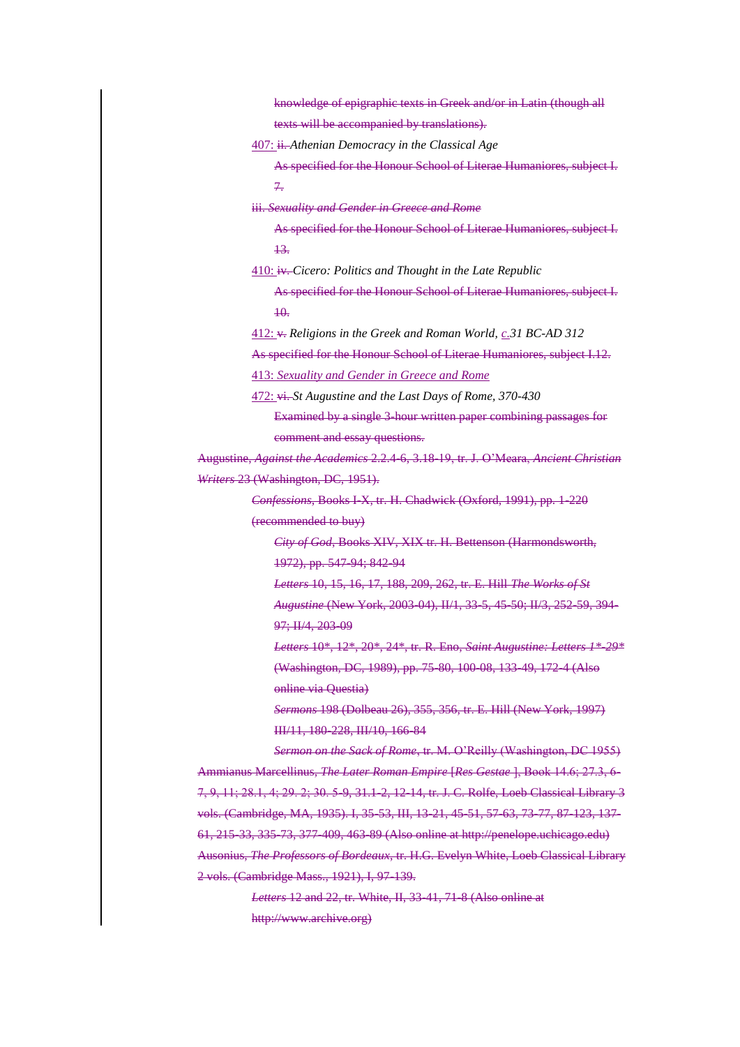~~knowledge of epigraphic texts in Greek and/or in Latin (though all texts will be accompanied by translations).~~

407: ~~ii.~~ *Athenian Democracy in the Classical Age*

~~As specified for the Honour School of Literae Humaniores, subject I. 7.~~

~~iii. *Sexuality and Gender in Greece and Rome*~~

~~As specified for the Honour School of Literae Humaniores, subject I. 13.~~

410: ~~iv.~~ *Cicero: Politics and Thought in the Late Republic*

~~As specified for the Honour School of Literae Humaniores, subject I. 10.~~

412: ~~v.~~ *Religions in the Greek and Roman World, c.31 BC-AD 312*

~~As specified for the Honour School of Literae Humaniores, subject I.12.~~

413: *Sexuality and Gender in Greece and Rome*

472: ~~vi.~~ *St Augustine and the Last Days of Rome, 370-430*

~~Examined by a single 3-hour written paper combining passages for comment and essay questions.~~

~~Augustine, *Against the Academics* 2.2.4-6, 3.18-19, tr. J. O'Meara, *Ancient Christian Writers* 23 (Washington, DC, 1951).~~

~~*Confessions*, Books I-X, tr. H. Chadwick (Oxford, 1991), pp. 1-220 (recommended to buy)~~

~~*City of God*, Books XIV, XIX tr. H. Bettenson (Harmondsworth, 1972), pp. 547-94; 842-94~~

~~*Letters* 10, 15, 16, 17, 188, 209, 262, tr. E. Hill *The Works of St Augustine* (New York, 2003-04), II/1, 33-5, 45-50; II/3, 252-59, 394-97; II/4, 203-09~~

~~*Letters* 10\*, 12\*, 20\*, 24\*, tr. R. Eno, *Saint Augustine: Letters 1\*-29\** (Washington, DC, 1989), pp. 75-80, 100-08, 133-49, 172-4 (Also online via Questia)~~

~~*Sermons* 198 (Dolbeau 26), 355, 356, tr. E. Hill (New York, 1997) III/11, 180-228, III/10, 166-84~~

~~*Sermon on the Sack of Rome*, tr. M. O'Reilly (Washington, DC 1955)~~

~~Ammianus Marcellinus, *The Later Roman Empire* [*Res Gestae* ], Book 14.6; 27.3, 6-7, 9, 11; 28.1, 4; 29. 2; 30. 5-9, 31.1-2, 12-14, tr. J. C. Rolfe, Loeb Classical Library 3 vols. (Cambridge, MA, 1935). I, 35-53, III, 13-21, 45-51, 57-63, 73-77, 87-123, 137-61, 215-33, 335-73, 377-409, 463-89 (Also online at http://penelope.uchicago.edu)~~

~~Ausonius, *The Professors of Bordeaux*, tr. H.G. Evelyn White, Loeb Classical Library 2 vols. (Cambridge Mass., 1921), I, 97-139.~~

~~*Letters* 12 and 22, tr. White, II, 33-41, 71-8 (Also online at http://www.archive.org)~~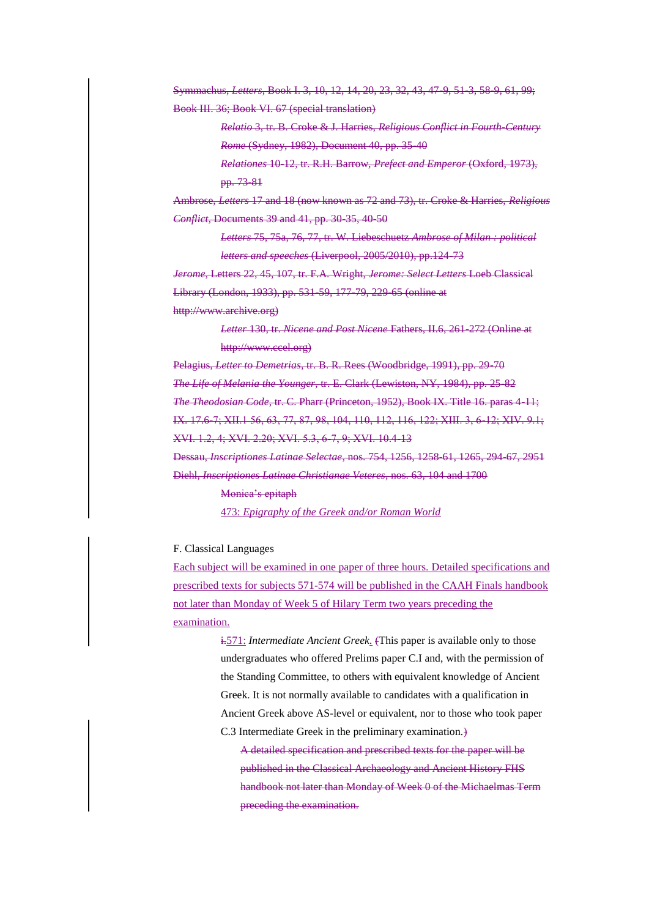~~Symmachus, *Letters*, Book I. 3, 10, 12, 14, 20, 23, 32, 43, 47-9, 51-3, 58-9, 61, 99; Book III. 36; Book VI. 67 (special translation)~~

~~*Relatio* 3, tr. B. Croke & J. Harries, *Religious Conflict in Fourth-Century Rome* (Sydney, 1982), Document 40, pp. 35-40~~

~~*Relationes* 10-12, tr. R.H. Barrow, *Prefect and Emperor* (Oxford, 1973), pp. 73-81~~

~~Ambrose, *Letters* 17 and 18 (now known as 72 and 73), tr. Croke & Harries, *Religious Conflict*, Documents 39 and 41, pp. 30-35, 40-50~~

~~*Letters* 75, 75a, 76, 77, tr. W. Liebeschuetz *Ambrose of Milan : political letters and speeches* (Liverpool, 2005/2010), pp.124-73~~

~~*Jerome*, Letters 22, 45, 107, tr. F.A. Wright, *Jerome: Select Letters* Loeb Classical Library (London, 1933), pp. 531-59, 177-79, 229-65 (online at http://www.archive.org)~~

~~*Letter* 130, tr. *Nicene and Post Nicene* Fathers, II.6, 261-272 (Online at http://www.ccel.org)~~

~~Pelagius, *Letter to Demetrias*, tr. B. R. Rees (Woodbridge, 1991), pp. 29-70~~

~~*The Life of Melania the Younger*, tr. E. Clark (Lewiston, NY, 1984), pp. 25-82~~

~~*The Theodosian Code*, tr. C. Pharr (Princeton, 1952), Book IX. Title 16. paras 4-11; IX. 17.6-7; XII.1 56, 63, 77, 87, 98, 104, 110, 112, 116, 122; XIII. 3, 6-12; XIV. 9.1; XVI. 1.2, 4; XVI. 2.20; XVI. 5.3, 6-7, 9; XVI. 10.4-13~~

~~Dessau, *Inscriptiones Latinae Selectae*, nos. 754, 1256, 1258-61, 1265, 294-67, 2951~~

~~Diehl, *Inscriptiones Latinae Christianae Veteres*, nos. 63, 104 and 1700~~

~~Monica's epitaph~~

<u>473: *Epigraphy of the Greek and/or Roman World*</u>

F. Classical Languages

<u>Each subject will be examined in one paper of three hours. Detailed specifications and prescribed texts for subjects 571-574 will be published in the CAAH Finals handbook not later than Monday of Week 5 of Hilary Term two years preceding the examination.</u>

~~i.~~<u>571:</u> *Intermediate Ancient Greek*<u>.</u> ~~(~~This paper is available only to those undergraduates who offered Prelims paper C.I and, with the permission of the Standing Committee, to others with equivalent knowledge of Ancient Greek. It is not normally available to candidates with a qualification in Ancient Greek above AS-level or equivalent, nor to those who took paper C.3 Intermediate Greek in the preliminary examination.~~)~~

~~A detailed specification and prescribed texts for the paper will be published in the Classical Archaeology and Ancient History FHS handbook not later than Monday of Week 0 of the Michaelmas Term preceding the examination.~~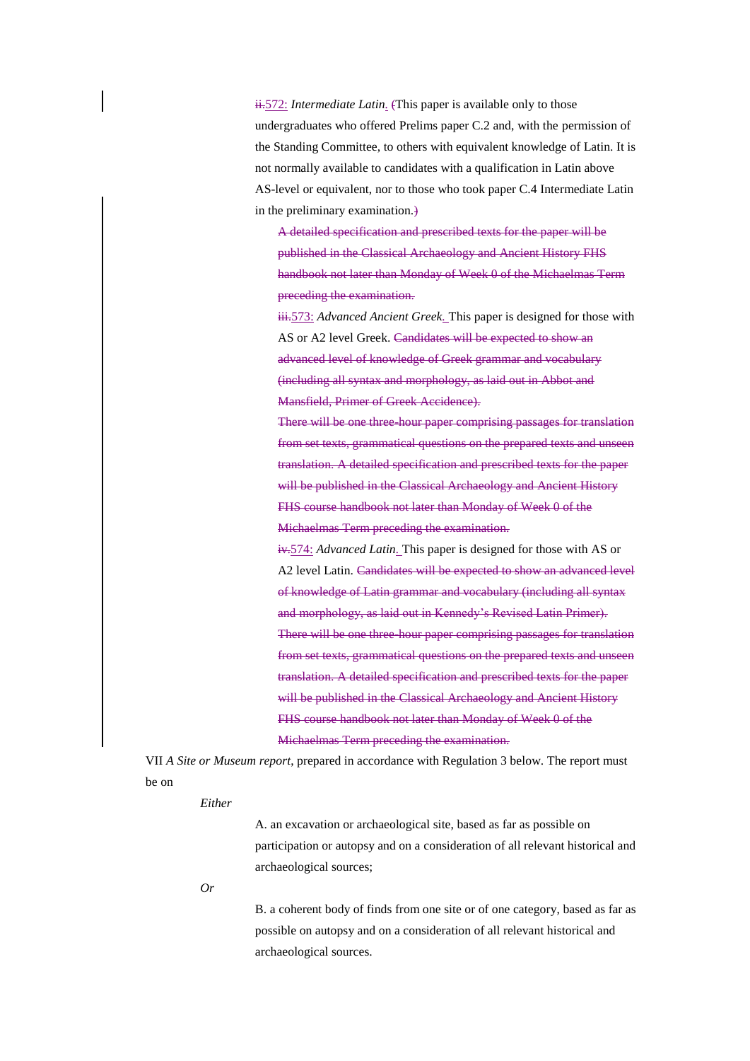~~ii.~~572: *Intermediate Latin*. ~~(~~This paper is available only to those undergraduates who offered Prelims paper C.2 and, with the permission of the Standing Committee, to others with equivalent knowledge of Latin. It is not normally available to candidates with a qualification in Latin above AS-level or equivalent, nor to those who took paper C.4 Intermediate Latin in the preliminary examination.~~)~~

~~A detailed specification and prescribed texts for the paper will be published in the Classical Archaeology and Ancient History FHS handbook not later than Monday of Week 0 of the Michaelmas Term preceding the examination.~~

~~iii.~~573: *Advanced Ancient Greek*. This paper is designed for those with AS or A2 level Greek. ~~Candidates will be expected to show an advanced level of knowledge of Greek grammar and vocabulary (including all syntax and morphology, as laid out in Abbot and Mansfield, Primer of Greek Accidence).~~

~~There will be one three-hour paper comprising passages for translation from set texts, grammatical questions on the prepared texts and unseen translation. A detailed specification and prescribed texts for the paper will be published in the Classical Archaeology and Ancient History FHS course handbook not later than Monday of Week 0 of the Michaelmas Term preceding the examination.~~

~~iv.~~574: *Advanced Latin*. This paper is designed for those with AS or A2 level Latin. ~~Candidates will be expected to show an advanced level of knowledge of Latin grammar and vocabulary (including all syntax and morphology, as laid out in Kennedy's Revised Latin Primer).~~
~~There will be one three-hour paper comprising passages for translation from set texts, grammatical questions on the prepared texts and unseen translation. A detailed specification and prescribed texts for the paper will be published in the Classical Archaeology and Ancient History FHS course handbook not later than Monday of Week 0 of the Michaelmas Term preceding the examination.~~

VII *A Site or Museum report*, prepared in accordance with Regulation 3 below. The report must be on

*Either*

A. an excavation or archaeological site, based as far as possible on participation or autopsy and on a consideration of all relevant historical and archaeological sources;

*Or*

B. a coherent body of finds from one site or of one category, based as far as possible on autopsy and on a consideration of all relevant historical and archaeological sources.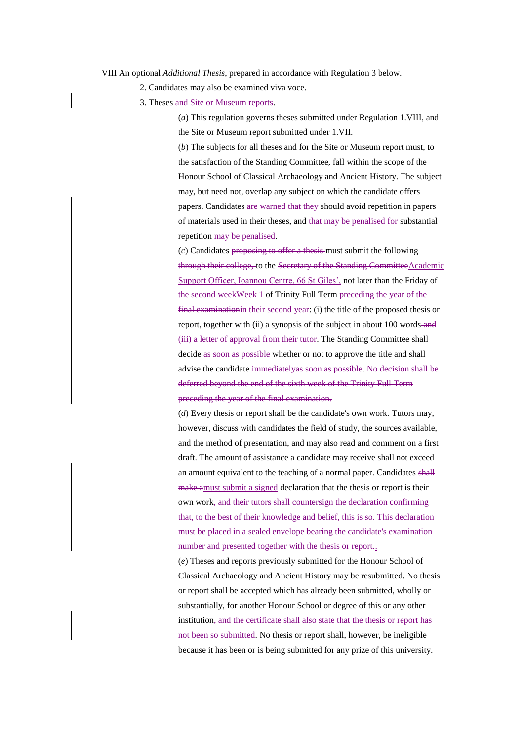VIII An optional *Additional Thesis*, prepared in accordance with Regulation 3 below.

2. Candidates may also be examined viva voce.

3. Theses<u> and Site or Museum reports</u>.

(*a*) This regulation governs theses submitted under Regulation 1.VIII, and the Site or Museum report submitted under 1.VII.

(*b*) The subjects for all theses and for the Site or Museum report must, to the satisfaction of the Standing Committee, fall within the scope of the Honour School of Classical Archaeology and Ancient History. The subject may, but need not, overlap any subject on which the candidate offers papers. Candidates ~~are warned that they~~ should avoid repetition in papers of materials used in their theses, and ~~that~~ <u>may be penalised for</u> substantial repetition ~~may be penalised~~.

(*c*) Candidates ~~proposing to offer a thesis~~ must submit the following ~~through their college,~~ to the ~~Secretary of the Standing Committee~~<u>Academic Support Officer, Ioannou Centre, 66 St Giles',</u> not later than the Friday of ~~the second week~~<u>Week 1</u> of Trinity Full Term ~~preceding the year of the final examination~~<u>in their second year</u>: (i) the title of the proposed thesis or report, together with (ii) a synopsis of the subject in about 100 words ~~and (iii) a letter of approval from their tutor~~. The Standing Committee shall decide ~~as soon as possible~~ whether or not to approve the title and shall advise the candidate ~~immediately~~<u>as soon as possible</u>. ~~No decision shall be deferred beyond the end of the sixth week of the Trinity Full Term preceding the year of the final examination.~~

(*d*) Every thesis or report shall be the candidate's own work. Tutors may, however, discuss with candidates the field of study, the sources available, and the method of presentation, and may also read and comment on a first draft. The amount of assistance a candidate may receive shall not exceed an amount equivalent to the teaching of a normal paper. Candidates ~~shall make a~~<u>must submit a signed</u> declaration that the thesis or report is their own work~~, and their tutors shall countersign the declaration confirming that, to the best of their knowledge and belief, this is so. This declaration must be placed in a sealed envelope bearing the candidate's examination number and presented together with the thesis or report.~~<u>.</u>

(*e*) Theses and reports previously submitted for the Honour School of Classical Archaeology and Ancient History may be resubmitted. No thesis or report shall be accepted which has already been submitted, wholly or substantially, for another Honour School or degree of this or any other institution~~, and the certificate shall also state that the thesis or report has not been so submitted~~. No thesis or report shall, however, be ineligible because it has been or is being submitted for any prize of this university.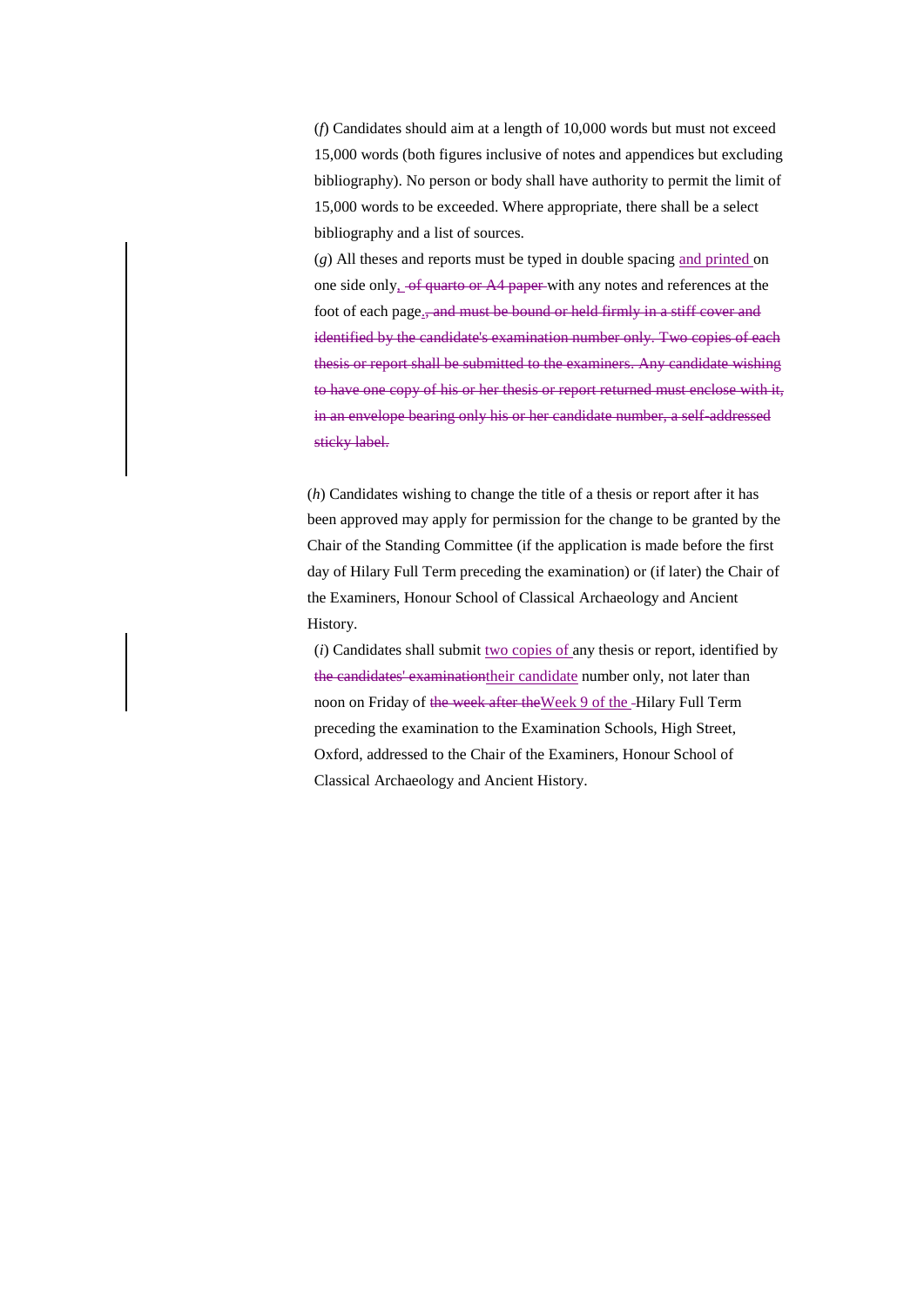(*f*) Candidates should aim at a length of 10,000 words but must not exceed 15,000 words (both figures inclusive of notes and appendices but excluding bibliography). No person or body shall have authority to permit the limit of 15,000 words to be exceeded. Where appropriate, there shall be a select bibliography and a list of sources.

(*g*) All theses and reports must be typed in double spacing and printed on one side only, ~~of quarto or A4 paper~~ with any notes and references at the foot of each page.~~, and must be bound or held firmly in a stiff cover and identified by the candidate's examination number only. Two copies of each thesis or report shall be submitted to the examiners. Any candidate wishing to have one copy of his or her thesis or report returned must enclose with it, in an envelope bearing only his or her candidate number, a self-addressed sticky label.~~

(*h*) Candidates wishing to change the title of a thesis or report after it has been approved may apply for permission for the change to be granted by the Chair of the Standing Committee (if the application is made before the first day of Hilary Full Term preceding the examination) or (if later) the Chair of the Examiners, Honour School of Classical Archaeology and Ancient History.

(*i*) Candidates shall submit two copies of any thesis or report, identified by ~~the candidates' examination~~their candidate number only, not later than noon on Friday of ~~the week after the~~Week 9 of the Hilary Full Term preceding the examination to the Examination Schools, High Street, Oxford, addressed to the Chair of the Examiners, Honour School of Classical Archaeology and Ancient History.